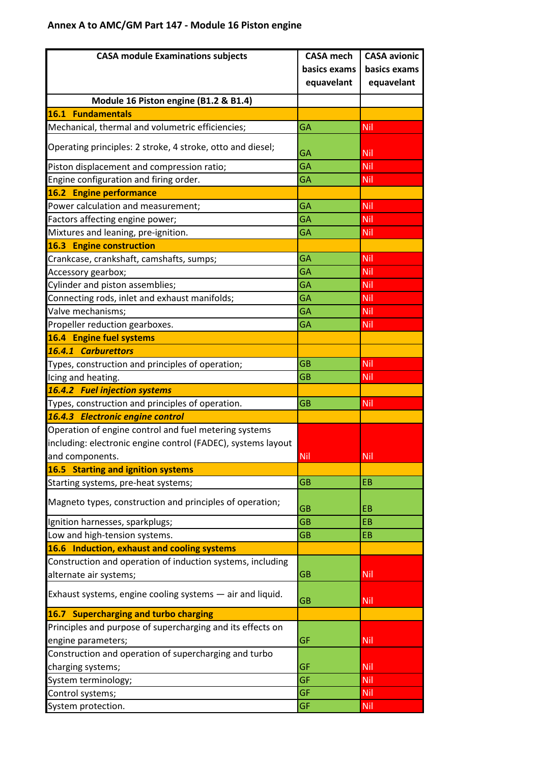## Annex A to AMC/GM Part 147 - Module 16 Piston engine

| CASA module Examinations subjects | CASA mech basics exams equavelant | CASA avionic basics exams equavelant |
|---|---|---|
| **Module 16 Piston engine (B1.2 & B1.4)** | | |
| **16.1 Fundamentals** | | |
| Mechanical, thermal and volumetric efficiencies; | GA | Nil |
| Operating principles: 2 stroke, 4 stroke, otto and diesel; | GA | Nil |
| Piston displacement and compression ratio; | GA | Nil |
| Engine configuration and firing order. | GA | Nil |
| **16.2 Engine performance** | | |
| Power calculation and measurement; | GA | Nil |
| Factors affecting engine power; | GA | Nil |
| Mixtures and leaning, pre-ignition. | GA | Nil |
| **16.3 Engine construction** | | |
| Crankcase, crankshaft, camshafts, sumps; | GA | Nil |
| Accessory gearbox; | GA | Nil |
| Cylinder and piston assemblies; | GA | Nil |
| Connecting rods, inlet and exhaust manifolds; | GA | Nil |
| Valve mechanisms; | GA | Nil |
| Propeller reduction gearboxes. | GA | Nil |
| **16.4 Engine fuel systems** | | |
| ***16.4.1 Carburettors*** | | |
| Types, construction and principles of operation; | GB | Nil |
| Icing and heating. | GB | Nil |
| ***16.4.2 Fuel injection systems*** | | |
| Types, construction and principles of operation. | GB | Nil |
| ***16.4.3 Electronic engine control*** | | |
| Operation of engine control and fuel metering systems including: electronic engine control (FADEC), systems layout and components. | Nil | Nil |
| **16.5 Starting and ignition systems** | | |
| Starting systems, pre-heat systems; | GB | EB |
| Magneto types, construction and principles of operation; | GB | EB |
| Ignition harnesses, sparkplugs; | GB | EB |
| Low and high-tension systems. | GB | EB |
| **16.6 Induction, exhaust and cooling systems** | | |
| Construction and operation of induction systems, including alternate air systems; | GB | Nil |
| Exhaust systems, engine cooling systems — air and liquid. | GB | Nil |
| **16.7 Supercharging and turbo charging** | | |
| Principles and purpose of supercharging and its effects on engine parameters; | GF | Nil |
| Construction and operation of supercharging and turbo charging systems; | GF | Nil |
| System terminology; | GF | Nil |
| Control systems; | GF | Nil |
| System protection. | GF | Nil |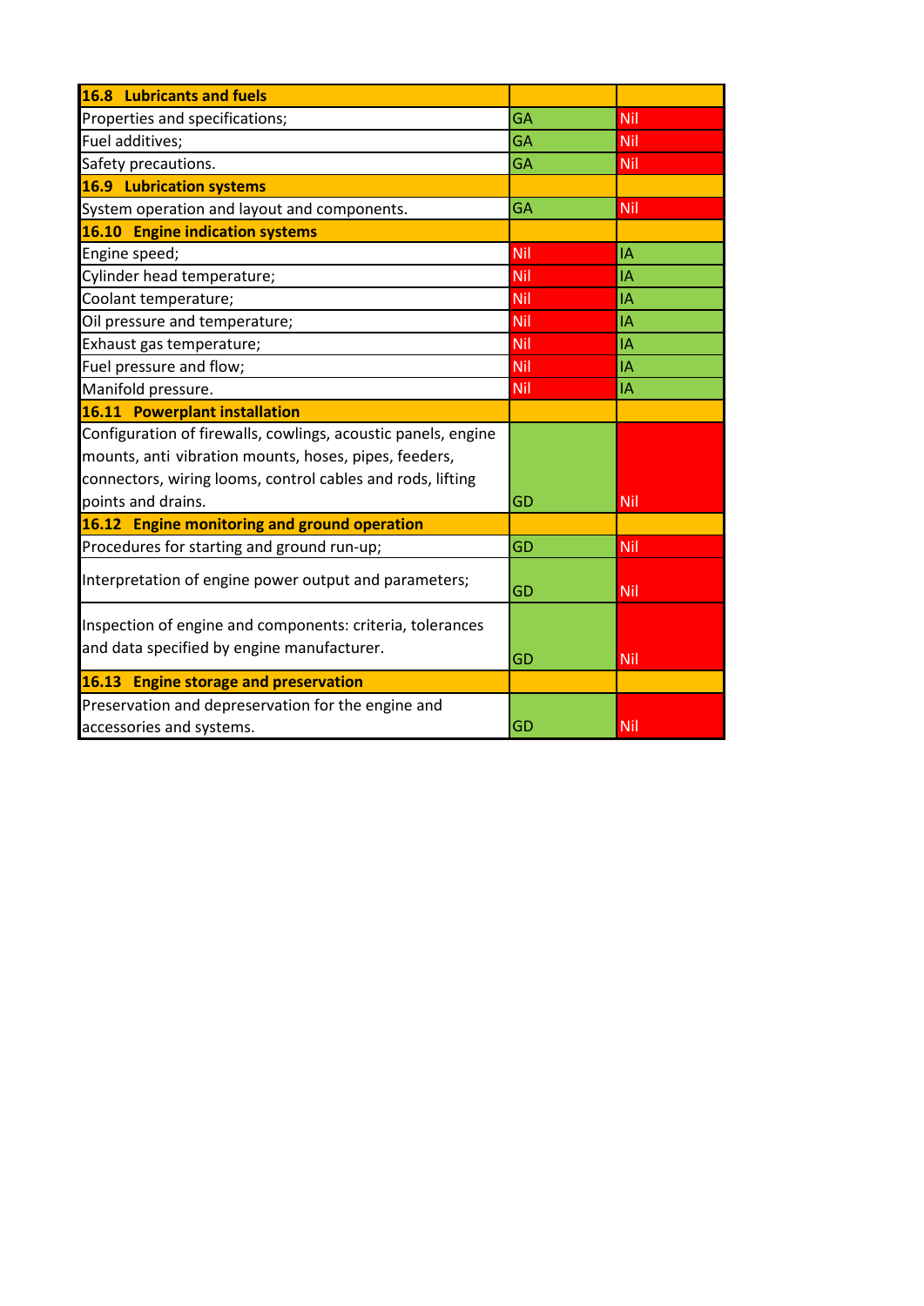| | | |
|---|---|---|
| **16.8 Lubricants and fuels** | | |
| Properties and specifications; | GA | Nil |
| Fuel additives; | GA | Nil |
| Safety precautions. | GA | Nil |
| **16.9 Lubrication systems** | | |
| System operation and layout and components. | GA | Nil |
| **16.10 Engine indication systems** | | |
| Engine speed; | Nil | IA |
| Cylinder head temperature; | Nil | IA |
| Coolant temperature; | Nil | IA |
| Oil pressure and temperature; | Nil | IA |
| Exhaust gas temperature; | Nil | IA |
| Fuel pressure and flow; | Nil | IA |
| Manifold pressure. | Nil | IA |
| **16.11 Powerplant installation** | | |
| Configuration of firewalls, cowlings, acoustic panels, engine mounts, anti vibration mounts, hoses, pipes, feeders, connectors, wiring looms, control cables and rods, lifting points and drains. | GD | Nil |
| **16.12 Engine monitoring and ground operation** | | |
| Procedures for starting and ground run-up; | GD | Nil |
| Interpretation of engine power output and parameters; | GD | Nil |
| Inspection of engine and components: criteria, tolerances and data specified by engine manufacturer. | GD | Nil |
| **16.13 Engine storage and preservation** | | |
| Preservation and depreservation for the engine and accessories and systems. | GD | Nil |